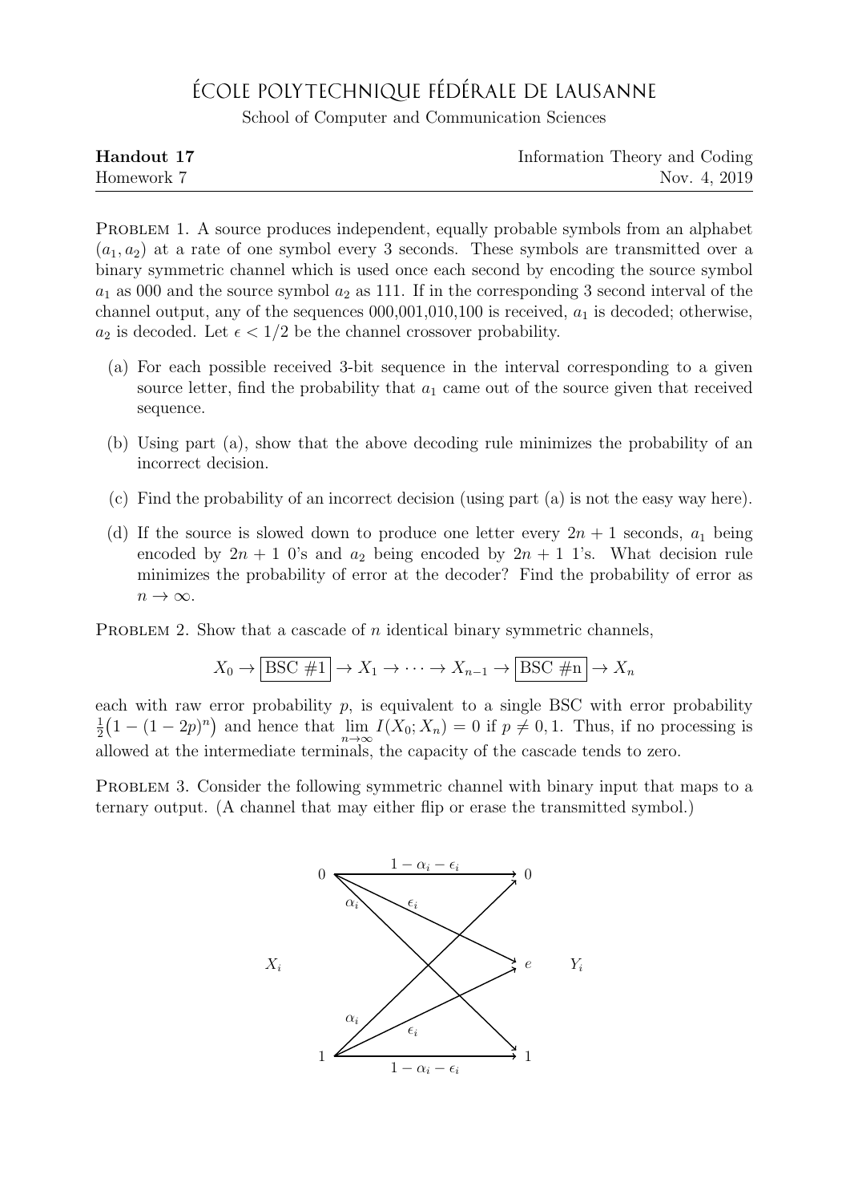# ÉCOLE POLYTECHNIQUE FÉDÉRALE DE LAUSANNE

School of Computer and Communication Sciences

**Handout 17** Information Theory and Coding
Homework 7 Nov. 4, 2019

---

PROBLEM 1. A source produces independent, equally probable symbols from an alphabet $(a_1, a_2)$ at a rate of one symbol every 3 seconds. These symbols are transmitted over a binary symmetric channel which is used once each second by encoding the source symbol $a_1$ as 000 and the source symbol $a_2$ as 111. If in the corresponding 3 second interval of the channel output, any of the sequences 000,001,010,100 is received, $a_1$ is decoded; otherwise, $a_2$ is decoded. Let $\epsilon < 1/2$ be the channel crossover probability.

(a) For each possible received 3-bit sequence in the interval corresponding to a given source letter, find the probability that $a_1$ came out of the source given that received sequence.

(b) Using part (a), show that the above decoding rule minimizes the probability of an incorrect decision.

(c) Find the probability of an incorrect decision (using part (a) is not the easy way here).

(d) If the source is slowed down to produce one letter every $2n+1$ seconds, $a_1$ being encoded by $2n+1$ 0's and $a_2$ being encoded by $2n+1$ 1's. What decision rule minimizes the probability of error at the decoder? Find the probability of error as $n \to \infty$.

PROBLEM 2. Show that a cascade of $n$ identical binary symmetric channels,

$$X_0 \to \boxed{\text{BSC \#1}} \to X_1 \to \cdots \to X_{n-1} \to \boxed{\text{BSC \#n}} \to X_n$$

each with raw error probability $p$, is equivalent to a single BSC with error probability $\frac{1}{2}\big(1-(1-2p)^n\big)$ and hence that $\lim_{n\to\infty} I(X_0; X_n) = 0$ if $p \neq 0, 1$. Thus, if no processing is allowed at the intermediate terminals, the capacity of the cascade tends to zero.

PROBLEM 3. Consider the following symmetric channel with binary input that maps to a ternary output. (A channel that may either flip or erase the transmitted symbol.)

Channel diagram: input $X_i \in \{0, 1\}$, output $Y_i \in \{0, e, 1\}$.

- $0 \to 0$ with probability $1-\alpha_i-\epsilon_i$; $0 \to e$ with probability $\epsilon_i$; $0 \to 1$ with probability $\alpha_i$
- $1 \to 1$ with probability $1-\alpha_i-\epsilon_i$; $1 \to e$ with probability $\epsilon_i$; $1 \to 0$ with probability $\alpha_i$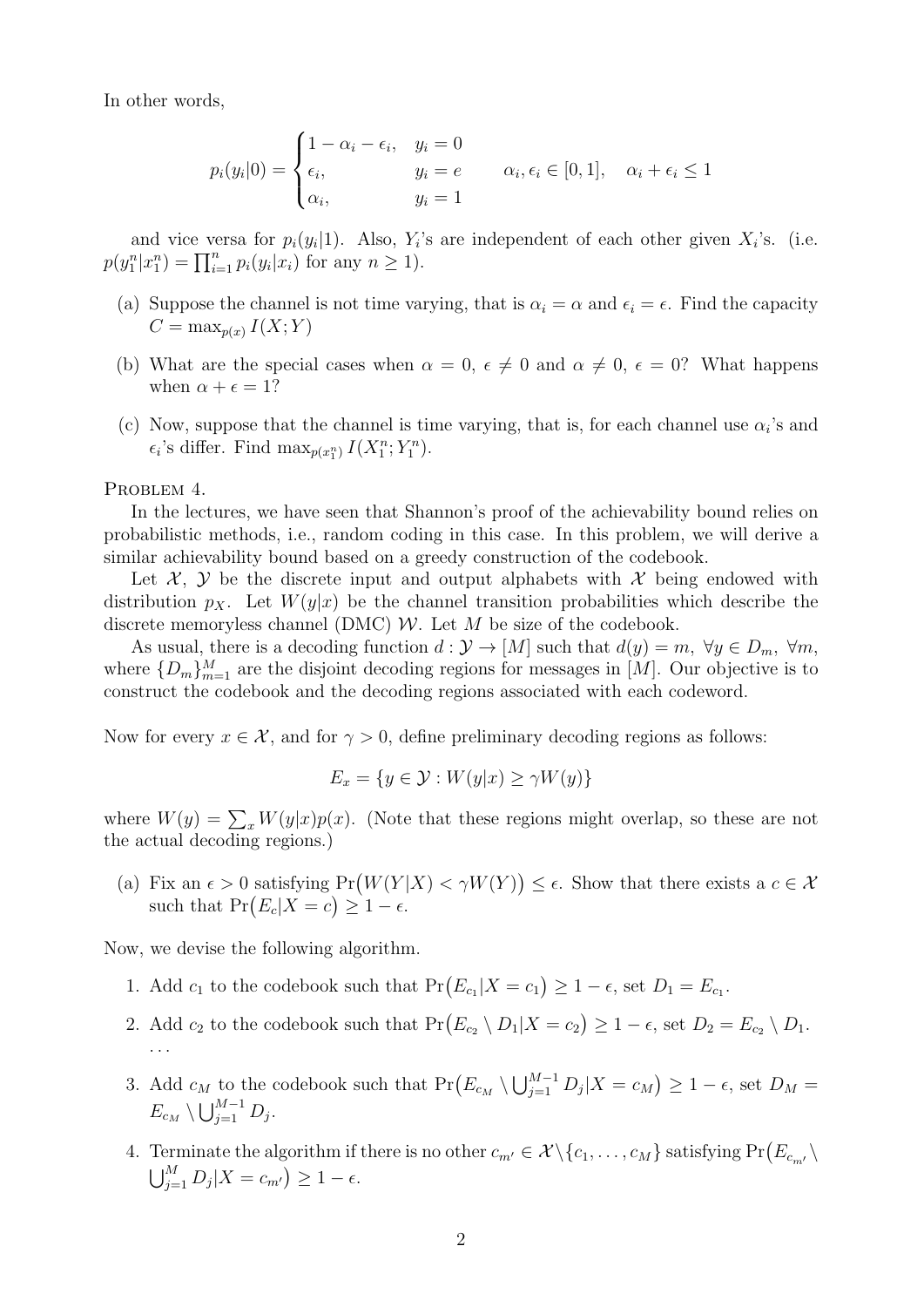In other words,

$$p_i(y_i|0) = \begin{cases} 1 - \alpha_i - \epsilon_i, & y_i = 0 \\ \epsilon_i, & y_i = e \\ \alpha_i, & y_i = 1 \end{cases} \qquad \alpha_i, \epsilon_i \in [0, 1], \quad \alpha_i + \epsilon_i \leq 1$$

and vice versa for $p_i(y_i|1)$. Also, $Y_i$'s are independent of each other given $X_i$'s. (i.e. $p(y_1^n|x_1^n) = \prod_{i=1}^n p_i(y_i|x_i)$ for any $n \geq 1$).

(a) Suppose the channel is not time varying, that is $\alpha_i = \alpha$ and $\epsilon_i = \epsilon$. Find the capacity $C = \max_{p(x)} I(X;Y)$

(b) What are the special cases when $\alpha = 0$, $\epsilon \neq 0$ and $\alpha \neq 0$, $\epsilon = 0$? What happens when $\alpha + \epsilon = 1$?

(c) Now, suppose that the channel is time varying, that is, for each channel use $\alpha_i$'s and $\epsilon_i$'s differ. Find $\max_{p(x_1^n)} I(X_1^n; Y_1^n)$.

PROBLEM 4.

In the lectures, we have seen that Shannon's proof of the achievability bound relies on probabilistic methods, i.e., random coding in this case. In this problem, we will derive a similar achievability bound based on a greedy construction of the codebook.

Let $\mathcal{X}$, $\mathcal{Y}$ be the discrete input and output alphabets with $\mathcal{X}$ being endowed with distribution $p_X$. Let $W(y|x)$ be the channel transition probabilities which describe the discrete memoryless channel (DMC) $\mathcal{W}$. Let $M$ be size of the codebook.

As usual, there is a decoding function $d : \mathcal{Y} \to [M]$ such that $d(y) = m$, $\forall y \in D_m$, $\forall m$, where $\{D_m\}_{m=1}^M$ are the disjoint decoding regions for messages in $[M]$. Our objective is to construct the codebook and the decoding regions associated with each codeword.

Now for every $x \in \mathcal{X}$, and for $\gamma > 0$, define preliminary decoding regions as follows:

$$E_x = \{y \in \mathcal{Y} : W(y|x) \geq \gamma W(y)\}$$

where $W(y) = \sum_x W(y|x)p(x)$. (Note that these regions might overlap, so these are not the actual decoding regions.)

(a) Fix an $\epsilon > 0$ satisfying $\Pr\big(W(Y|X) < \gamma W(Y)\big) \leq \epsilon$. Show that there exists a $c \in \mathcal{X}$ such that $\Pr\big(E_c | X = c\big) \geq 1 - \epsilon$.

Now, we devise the following algorithm.

1. Add $c_1$ to the codebook such that $\Pr\big(E_{c_1} | X = c_1\big) \geq 1 - \epsilon$, set $D_1 = E_{c_1}$.
2. Add $c_2$ to the codebook such that $\Pr\big(E_{c_2} \setminus D_1 | X = c_2\big) \geq 1 - \epsilon$, set $D_2 = E_{c_2} \setminus D_1$.

   ...
3. Add $c_M$ to the codebook such that $\Pr\big(E_{c_M} \setminus \bigcup_{j=1}^{M-1} D_j | X = c_M\big) \geq 1 - \epsilon$, set $D_M = E_{c_M} \setminus \bigcup_{j=1}^{M-1} D_j$.
4. Terminate the algorithm if there is no other $c_{m'} \in \mathcal{X} \setminus \{c_1, \ldots, c_M\}$ satisfying $\Pr\big(E_{c_{m'}} \setminus \bigcup_{j=1}^{M} D_j | X = c_{m'}\big) \geq 1 - \epsilon$.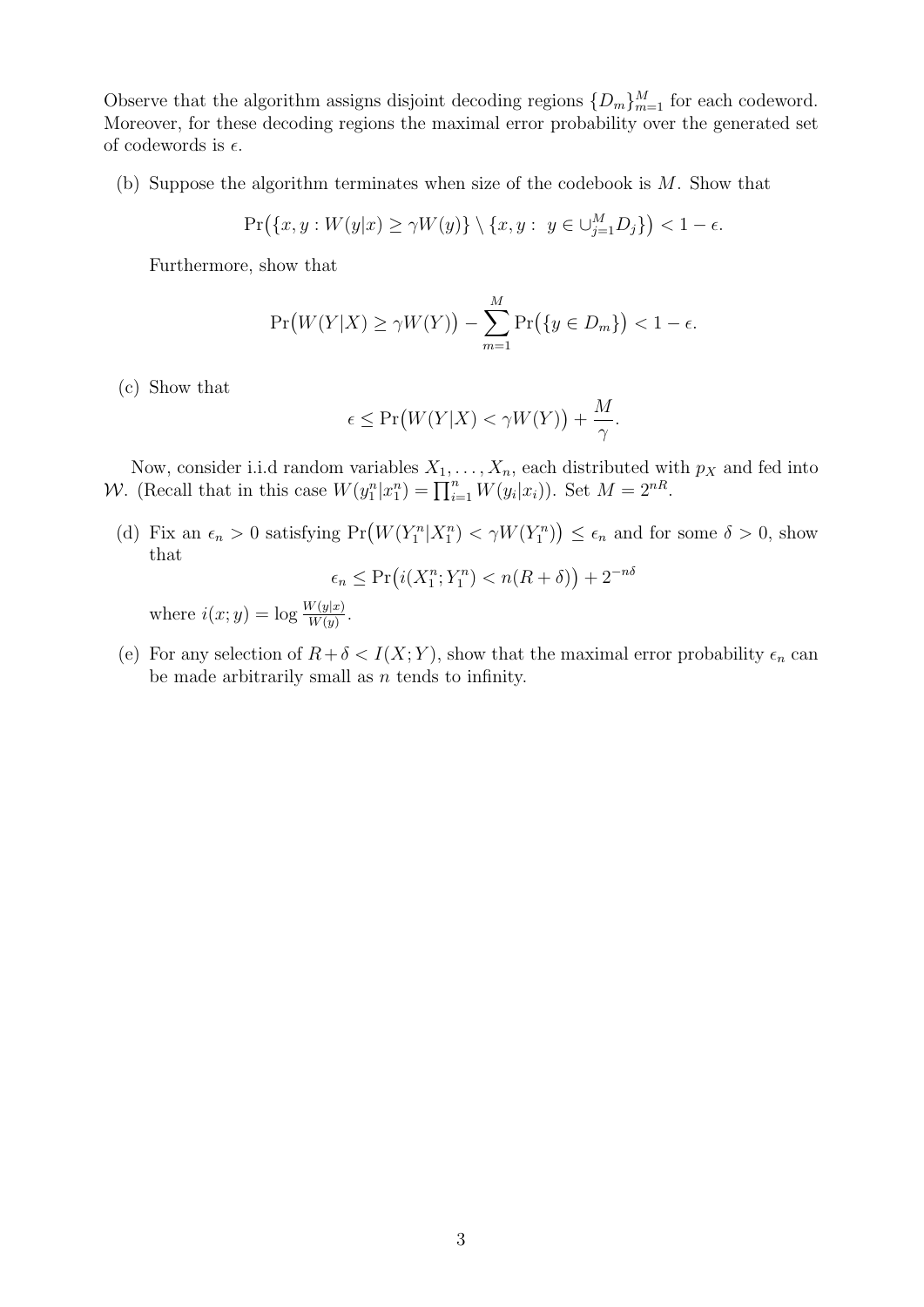Observe that the algorithm assigns disjoint decoding regions $\{D_m\}_{m=1}^M$ for each codeword. Moreover, for these decoding regions the maximal error probability over the generated set of codewords is $\epsilon$.

(b) Suppose the algorithm terminates when size of the codebook is $M$. Show that

$$\Pr\big(\{x, y : W(y|x) \geq \gamma W(y)\} \setminus \{x, y : \; y \in \cup_{j=1}^M D_j\}\big) < 1 - \epsilon.$$

Furthermore, show that

$$\Pr\big(W(Y|X) \geq \gamma W(Y)\big) - \sum_{m=1}^{M} \Pr\big(\{y \in D_m\}\big) < 1 - \epsilon.$$

(c) Show that

$$\epsilon \leq \Pr\big(W(Y|X) < \gamma W(Y)\big) + \frac{M}{\gamma}.$$

Now, consider i.i.d random variables $X_1, \ldots, X_n$, each distributed with $p_X$ and fed into $\mathcal{W}$. (Recall that in this case $W(y_1^n|x_1^n) = \prod_{i=1}^n W(y_i|x_i)$). Set $M = 2^{nR}$.

(d) Fix an $\epsilon_n > 0$ satisfying $\Pr\big(W(Y_1^n|X_1^n) < \gamma W(Y_1^n)\big) \leq \epsilon_n$ and for some $\delta > 0$, show that

$$\epsilon_n \leq \Pr\big(i(X_1^n; Y_1^n) < n(R + \delta)\big) + 2^{-n\delta}$$

where $i(x; y) = \log \frac{W(y|x)}{W(y)}$.

(e) For any selection of $R + \delta < I(X; Y)$, show that the maximal error probability $\epsilon_n$ can be made arbitrarily small as $n$ tends to infinity.